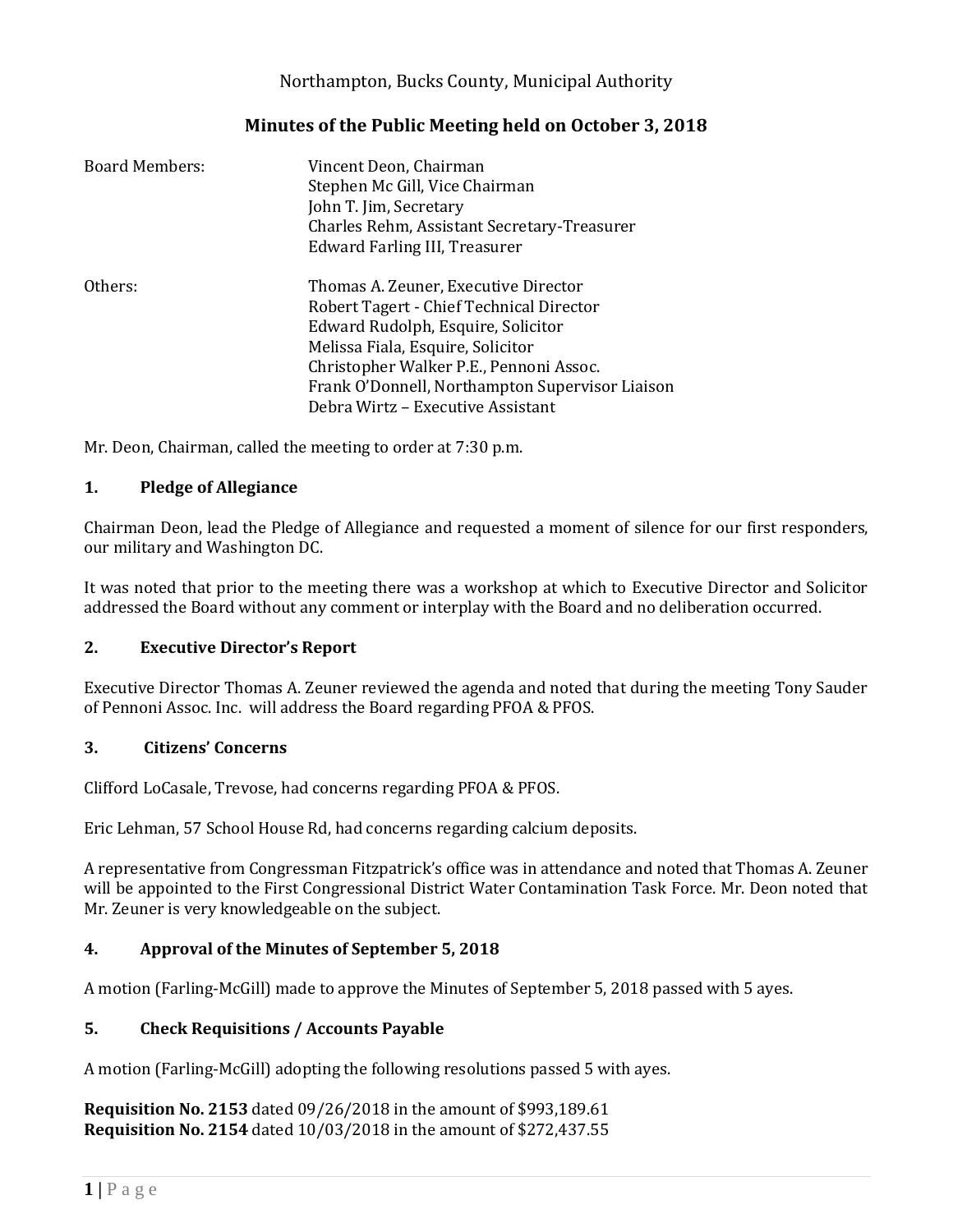Northampton, Bucks County, Municipal Authority

# Minutes of the Public Meeting held on October 3, 2018

| Board Members: | Vincent Deon, Chairman |
| --- | --- |
| | Stephen Mc Gill, Vice Chairman |
| | John T. Jim, Secretary |
| | Charles Rehm, Assistant Secretary-Treasurer |
| | Edward Farling III, Treasurer |
| Others: | Thomas A. Zeuner, Executive Director |
| | Robert Tagert - Chief Technical Director |
| | Edward Rudolph, Esquire, Solicitor |
| | Melissa Fiala, Esquire, Solicitor |
| | Christopher Walker P.E., Pennoni Assoc. |
| | Frank O'Donnell, Northampton Supervisor Liaison |
| | Debra Wirtz – Executive Assistant |

Mr. Deon, Chairman, called the meeting to order at 7:30 p.m.

## 1. Pledge of Allegiance

Chairman Deon, lead the Pledge of Allegiance and requested a moment of silence for our first responders, our military and Washington DC.

It was noted that prior to the meeting there was a workshop at which to Executive Director and Solicitor addressed the Board without any comment or interplay with the Board and no deliberation occurred.

## 2. Executive Director's Report

Executive Director Thomas A. Zeuner reviewed the agenda and noted that during the meeting Tony Sauder of Pennoni Assoc. Inc. will address the Board regarding PFOA & PFOS.

## 3. Citizens' Concerns

Clifford LoCasale, Trevose, had concerns regarding PFOA & PFOS.

Eric Lehman, 57 School House Rd, had concerns regarding calcium deposits.

A representative from Congressman Fitzpatrick's office was in attendance and noted that Thomas A. Zeuner will be appointed to the First Congressional District Water Contamination Task Force. Mr. Deon noted that Mr. Zeuner is very knowledgeable on the subject.

## 4. Approval of the Minutes of September 5, 2018

A motion (Farling-McGill) made to approve the Minutes of September 5, 2018 passed with 5 ayes.

## 5. Check Requisitions / Accounts Payable

A motion (Farling-McGill) adopting the following resolutions passed 5 with ayes.

**Requisition No. 2153** dated 09/26/2018 in the amount of $993,189.61
**Requisition No. 2154** dated 10/03/2018 in the amount of $272,437.55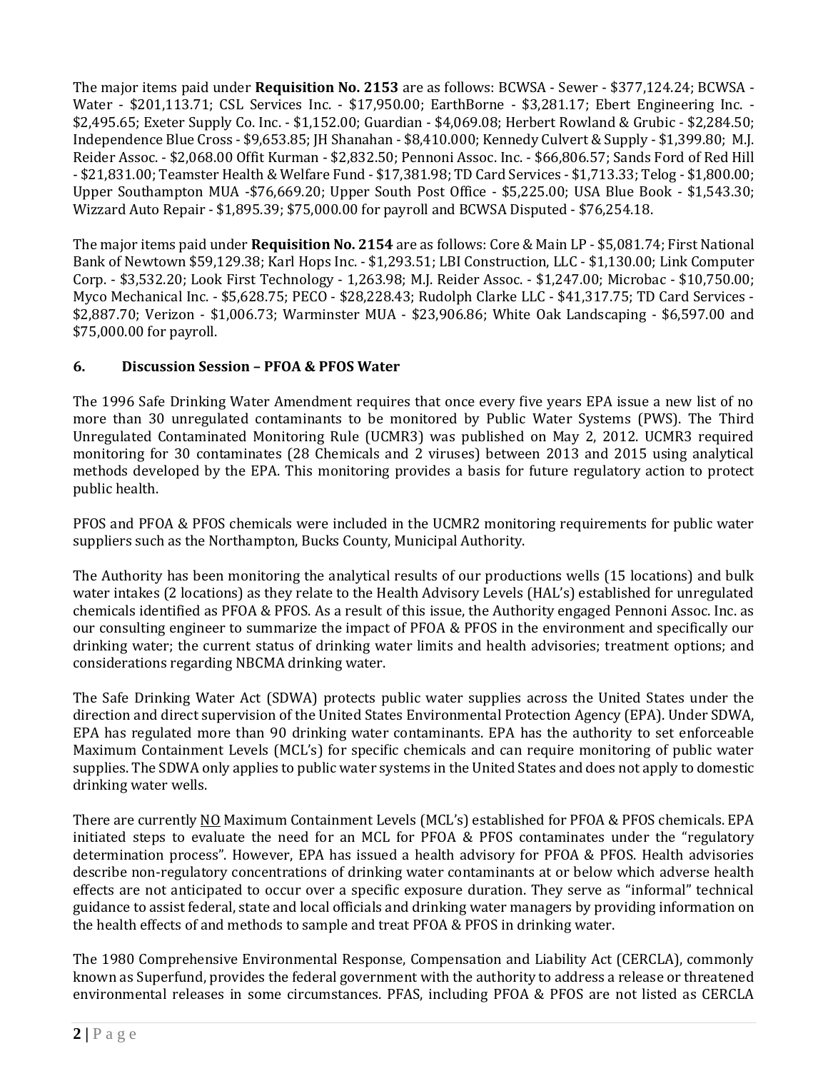The major items paid under **Requisition No. 2153** are as follows: BCWSA - Sewer - $377,124.24; BCWSA - Water - $201,113.71; CSL Services Inc. - $17,950.00; EarthBorne - $3,281.17; Ebert Engineering Inc. - $2,495.65; Exeter Supply Co. Inc. - $1,152.00; Guardian - $4,069.08; Herbert Rowland & Grubic - $2,284.50; Independence Blue Cross - $9,653.85; JH Shanahan - $8,410.000; Kennedy Culvert & Supply - $1,399.80; M.J. Reider Assoc. - $2,068.00 Offit Kurman - $2,832.50; Pennoni Assoc. Inc. - $66,806.57; Sands Ford of Red Hill - $21,831.00; Teamster Health & Welfare Fund - $17,381.98; TD Card Services - $1,713.33; Telog - $1,800.00; Upper Southampton MUA -$76,669.20; Upper South Post Office - $5,225.00; USA Blue Book - $1,543.30; Wizzard Auto Repair - $1,895.39; $75,000.00 for payroll and BCWSA Disputed - $76,254.18.

The major items paid under **Requisition No. 2154** are as follows: Core & Main LP - $5,081.74; First National Bank of Newtown $59,129.38; Karl Hops Inc. - $1,293.51; LBI Construction, LLC - $1,130.00; Link Computer Corp. - $3,532.20; Look First Technology - 1,263.98; M.J. Reider Assoc. - $1,247.00; Microbac - $10,750.00; Myco Mechanical Inc. - $5,628.75; PECO - $28,228.43; Rudolph Clarke LLC - $41,317.75; TD Card Services - $2,887.70; Verizon - $1,006.73; Warminster MUA - $23,906.86; White Oak Landscaping - $6,597.00 and $75,000.00 for payroll.

### 6. Discussion Session – PFOA & PFOS Water

The 1996 Safe Drinking Water Amendment requires that once every five years EPA issue a new list of no more than 30 unregulated contaminants to be monitored by Public Water Systems (PWS). The Third Unregulated Contaminated Monitoring Rule (UCMR3) was published on May 2, 2012. UCMR3 required monitoring for 30 contaminates (28 Chemicals and 2 viruses) between 2013 and 2015 using analytical methods developed by the EPA. This monitoring provides a basis for future regulatory action to protect public health.

PFOS and PFOA & PFOS chemicals were included in the UCMR2 monitoring requirements for public water suppliers such as the Northampton, Bucks County, Municipal Authority.

The Authority has been monitoring the analytical results of our productions wells (15 locations) and bulk water intakes (2 locations) as they relate to the Health Advisory Levels (HAL's) established for unregulated chemicals identified as PFOA & PFOS. As a result of this issue, the Authority engaged Pennoni Assoc. Inc. as our consulting engineer to summarize the impact of PFOA & PFOS in the environment and specifically our drinking water; the current status of drinking water limits and health advisories; treatment options; and considerations regarding NBCMA drinking water.

The Safe Drinking Water Act (SDWA) protects public water supplies across the United States under the direction and direct supervision of the United States Environmental Protection Agency (EPA). Under SDWA, EPA has regulated more than 90 drinking water contaminants. EPA has the authority to set enforceable Maximum Containment Levels (MCL's) for specific chemicals and can require monitoring of public water supplies. The SDWA only applies to public water systems in the United States and does not apply to domestic drinking water wells.

There are currently <u>NO</u> Maximum Containment Levels (MCL's) established for PFOA & PFOS chemicals. EPA initiated steps to evaluate the need for an MCL for PFOA & PFOS contaminates under the "regulatory determination process". However, EPA has issued a health advisory for PFOA & PFOS. Health advisories describe non-regulatory concentrations of drinking water contaminants at or below which adverse health effects are not anticipated to occur over a specific exposure duration. They serve as "informal" technical guidance to assist federal, state and local officials and drinking water managers by providing information on the health effects of and methods to sample and treat PFOA & PFOS in drinking water.

The 1980 Comprehensive Environmental Response, Compensation and Liability Act (CERCLA), commonly known as Superfund, provides the federal government with the authority to address a release or threatened environmental releases in some circumstances. PFAS, including PFOA & PFOS are not listed as CERCLA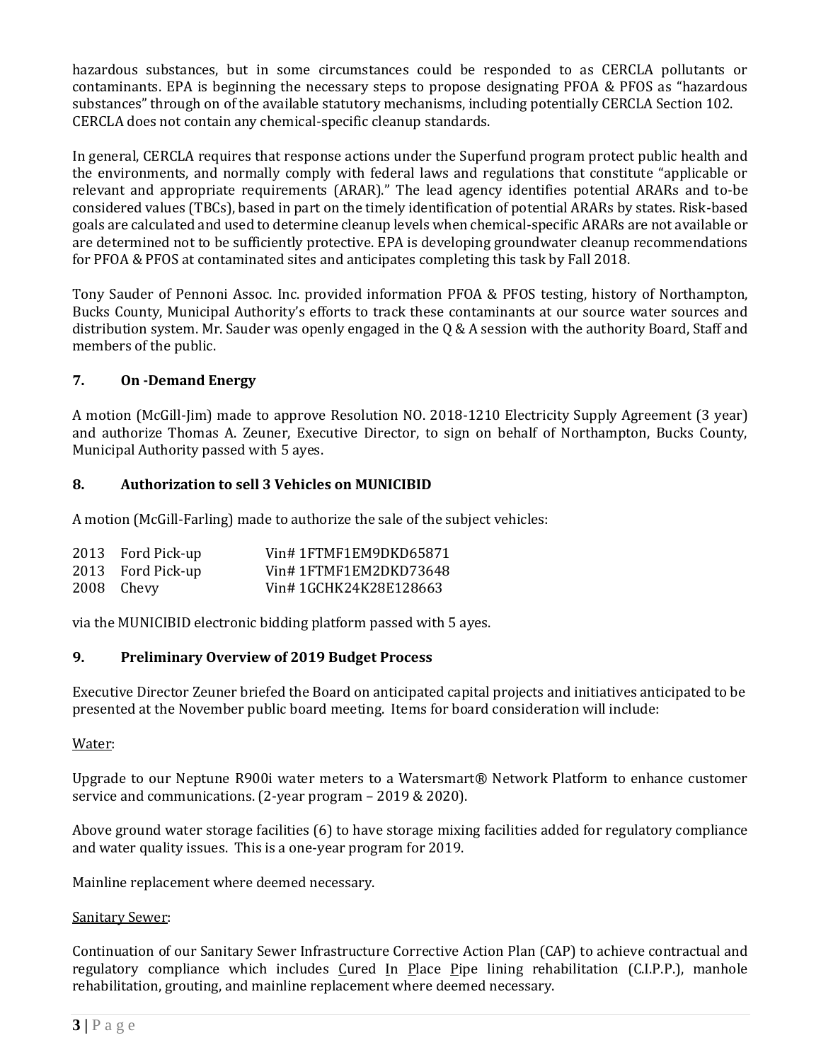hazardous substances, but in some circumstances could be responded to as CERCLA pollutants or contaminants. EPA is beginning the necessary steps to propose designating PFOA & PFOS as "hazardous substances" through on of the available statutory mechanisms, including potentially CERCLA Section 102. CERCLA does not contain any chemical-specific cleanup standards.

In general, CERCLA requires that response actions under the Superfund program protect public health and the environments, and normally comply with federal laws and regulations that constitute "applicable or relevant and appropriate requirements (ARAR)." The lead agency identifies potential ARARs and to-be considered values (TBCs), based in part on the timely identification of potential ARARs by states. Risk-based goals are calculated and used to determine cleanup levels when chemical-specific ARARs are not available or are determined not to be sufficiently protective. EPA is developing groundwater cleanup recommendations for PFOA & PFOS at contaminated sites and anticipates completing this task by Fall 2018.

Tony Sauder of Pennoni Assoc. Inc. provided information PFOA & PFOS testing, history of Northampton, Bucks County, Municipal Authority's efforts to track these contaminants at our source water sources and distribution system. Mr. Sauder was openly engaged in the Q & A session with the authority Board, Staff and members of the public.

### 7. On -Demand Energy

A motion (McGill-Jim) made to approve Resolution NO. 2018-1210 Electricity Supply Agreement (3 year) and authorize Thomas A. Zeuner, Executive Director, to sign on behalf of Northampton, Bucks County, Municipal Authority passed with 5 ayes.

### 8. Authorization to sell 3 Vehicles on MUNICIBID

A motion (McGill-Farling) made to authorize the sale of the subject vehicles:

| | | |
|---|---|---|
| 2013 | Ford Pick-up | Vin# 1FTMF1EM9DKD65871 |
| 2013 | Ford Pick-up | Vin# 1FTMF1EM2DKD73648 |
| 2008 | Chevy | Vin# 1GCHK24K28E128663 |

via the MUNICIBID electronic bidding platform passed with 5 ayes.

### 9. Preliminary Overview of 2019 Budget Process

Executive Director Zeuner briefed the Board on anticipated capital projects and initiatives anticipated to be presented at the November public board meeting. Items for board consideration will include:

Water:

Upgrade to our Neptune R900i water meters to a Watersmart® Network Platform to enhance customer service and communications. (2-year program – 2019 & 2020).

Above ground water storage facilities (6) to have storage mixing facilities added for regulatory compliance and water quality issues. This is a one-year program for 2019.

Mainline replacement where deemed necessary.

Sanitary Sewer:

Continuation of our Sanitary Sewer Infrastructure Corrective Action Plan (CAP) to achieve contractual and regulatory compliance which includes Cured In Place Pipe lining rehabilitation (C.I.P.P.), manhole rehabilitation, grouting, and mainline replacement where deemed necessary.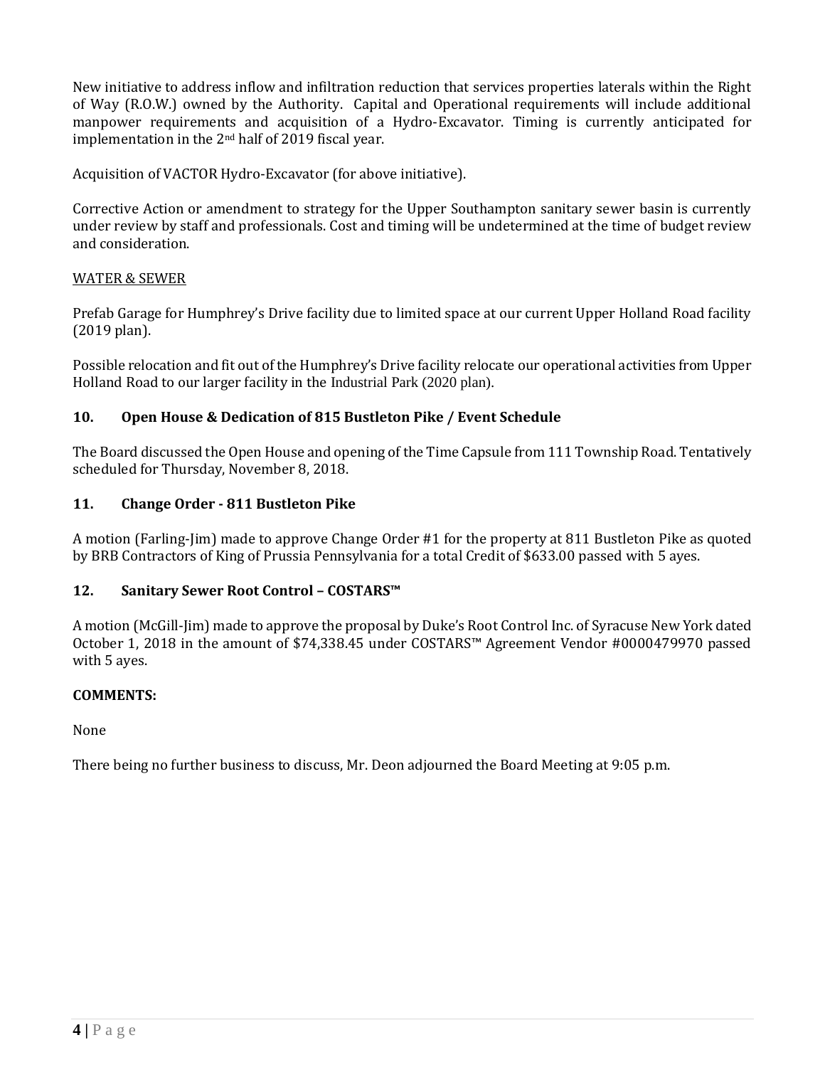New initiative to address inflow and infiltration reduction that services properties laterals within the Right of Way (R.O.W.) owned by the Authority. Capital and Operational requirements will include additional manpower requirements and acquisition of a Hydro-Excavator. Timing is currently anticipated for implementation in the 2nd half of 2019 fiscal year.

Acquisition of VACTOR Hydro-Excavator (for above initiative).

Corrective Action or amendment to strategy for the Upper Southampton sanitary sewer basin is currently under review by staff and professionals. Cost and timing will be undetermined at the time of budget review and consideration.

<u>WATER & SEWER</u>

Prefab Garage for Humphrey's Drive facility due to limited space at our current Upper Holland Road facility (2019 plan).

Possible relocation and fit out of the Humphrey's Drive facility relocate our operational activities from Upper Holland Road to our larger facility in the Industrial Park (2020 plan).

**10. Open House & Dedication of 815 Bustleton Pike / Event Schedule**

The Board discussed the Open House and opening of the Time Capsule from 111 Township Road. Tentatively scheduled for Thursday, November 8, 2018.

**11. Change Order - 811 Bustleton Pike**

A motion (Farling-Jim) made to approve Change Order #1 for the property at 811 Bustleton Pike as quoted by BRB Contractors of King of Prussia Pennsylvania for a total Credit of $633.00 passed with 5 ayes.

**12. Sanitary Sewer Root Control – COSTARS™**

A motion (McGill-Jim) made to approve the proposal by Duke's Root Control Inc. of Syracuse New York dated October 1, 2018 in the amount of $74,338.45 under COSTARS™ Agreement Vendor #0000479970 passed with 5 ayes.

**COMMENTS:**

None

There being no further business to discuss, Mr. Deon adjourned the Board Meeting at 9:05 p.m.